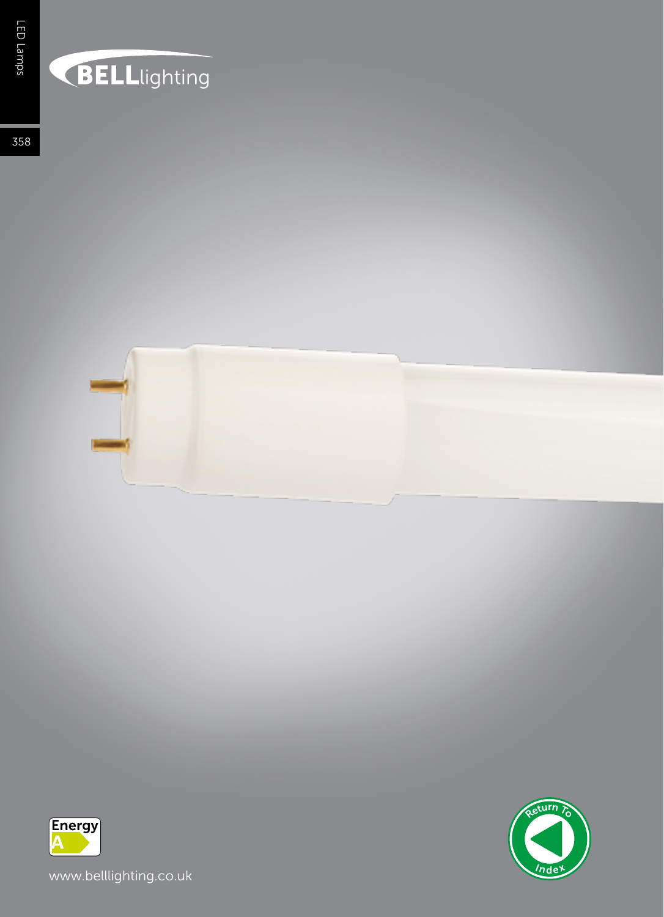BELLlighting

Energy A

www.belllighting.co.uk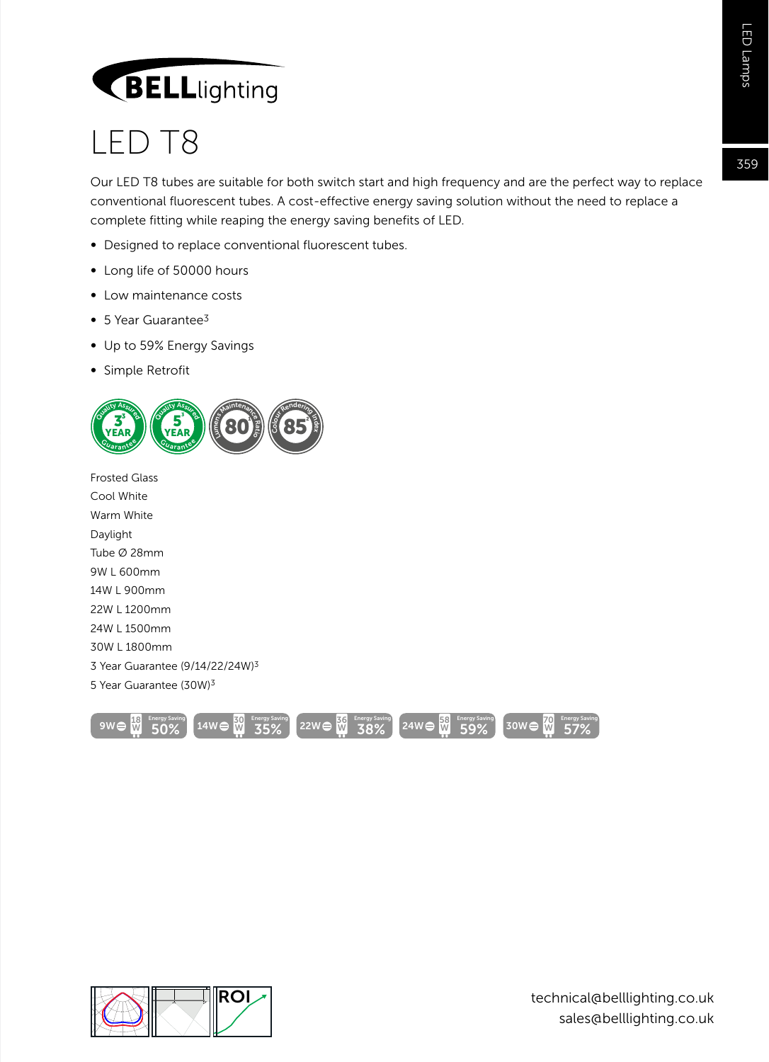# LED T8

Our LED T8 tubes are suitable for both switch start and high frequency and are the perfect way to replace conventional fluorescent tubes. A cost-effective energy saving solution without the need to replace a complete fitting while reaping the energy saving benefits of LED.

- Designed to replace conventional fluorescent tubes.
- Long life of 50000 hours
- Low maintenance costs
- 5 Year Guarantee[3]
- Up to 59% Energy Savings
- Simple Retrofit

Frosted Glass
Cool White
Warm White
Daylight
Tube Ø 28mm
9W L 600mm
14W L 900mm
22W L 1200mm
24W L 1500mm
30W L 1800mm
3 Year Guarantee (9/14/22/24W)[3]
5 Year Guarantee (30W)[3]

9W = 18W Energy Saving 50%
14W = 30W Energy Saving 35%
22W = 36W Energy Saving 38%
24W = 58W Energy Saving 59%
30W = 70W Energy Saving 57%

technical@belllighting.co.uk
sales@belllighting.co.uk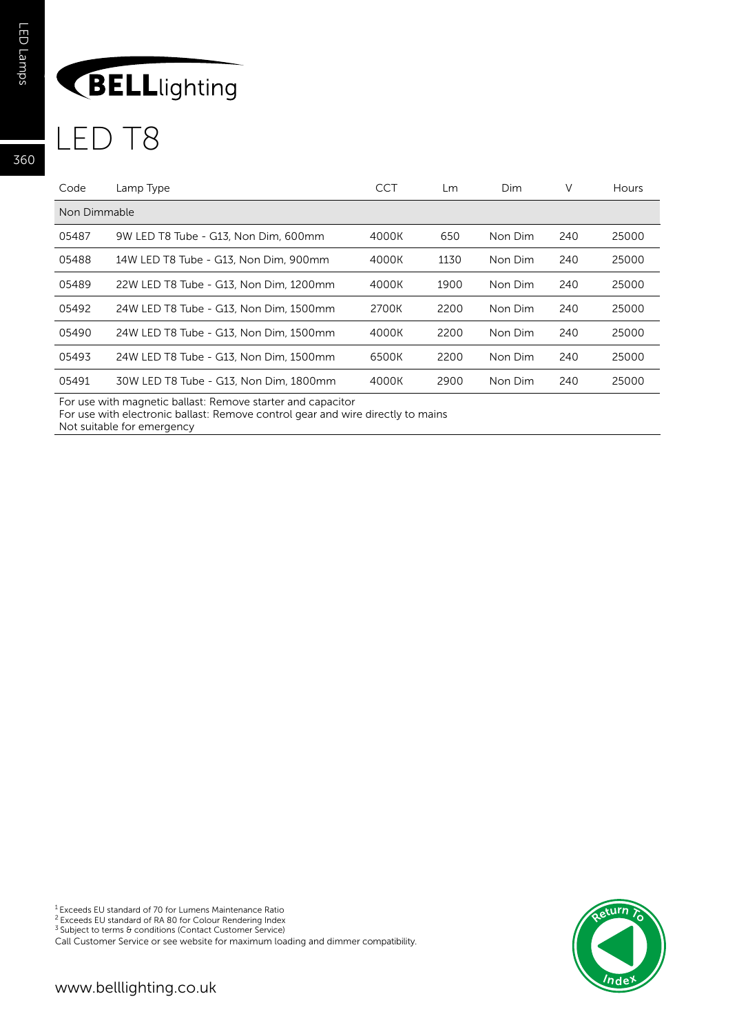# LED T8

| Code | Lamp Type | CCT | Lm | Dim | V | Hours |
|---|---|---|---|---|---|---|
| Non Dimmable | | | | | | |
| 05487 | 9W LED T8 Tube - G13, Non Dim, 600mm | 4000K | 650 | Non Dim | 240 | 25000 |
| 05488 | 14W LED T8 Tube - G13, Non Dim, 900mm | 4000K | 1130 | Non Dim | 240 | 25000 |
| 05489 | 22W LED T8 Tube - G13, Non Dim, 1200mm | 4000K | 1900 | Non Dim | 240 | 25000 |
| 05492 | 24W LED T8 Tube - G13, Non Dim, 1500mm | 2700K | 2200 | Non Dim | 240 | 25000 |
| 05490 | 24W LED T8 Tube - G13, Non Dim, 1500mm | 4000K | 2200 | Non Dim | 240 | 25000 |
| 05493 | 24W LED T8 Tube - G13, Non Dim, 1500mm | 6500K | 2200 | Non Dim | 240 | 25000 |
| 05491 | 30W LED T8 Tube - G13, Non Dim, 1800mm | 4000K | 2900 | Non Dim | 240 | 25000 |

For use with magnetic ballast: Remove starter and capacitor
For use with electronic ballast: Remove control gear and wire directly to mains
Not suitable for emergency

[1] Exceeds EU standard of 70 for Lumens Maintenance Ratio
[2] Exceeds EU standard of RA 80 for Colour Rendering Index
[3] Subject to terms & conditions (Contact Customer Service)
Call Customer Service or see website for maximum loading and dimmer compatibility.